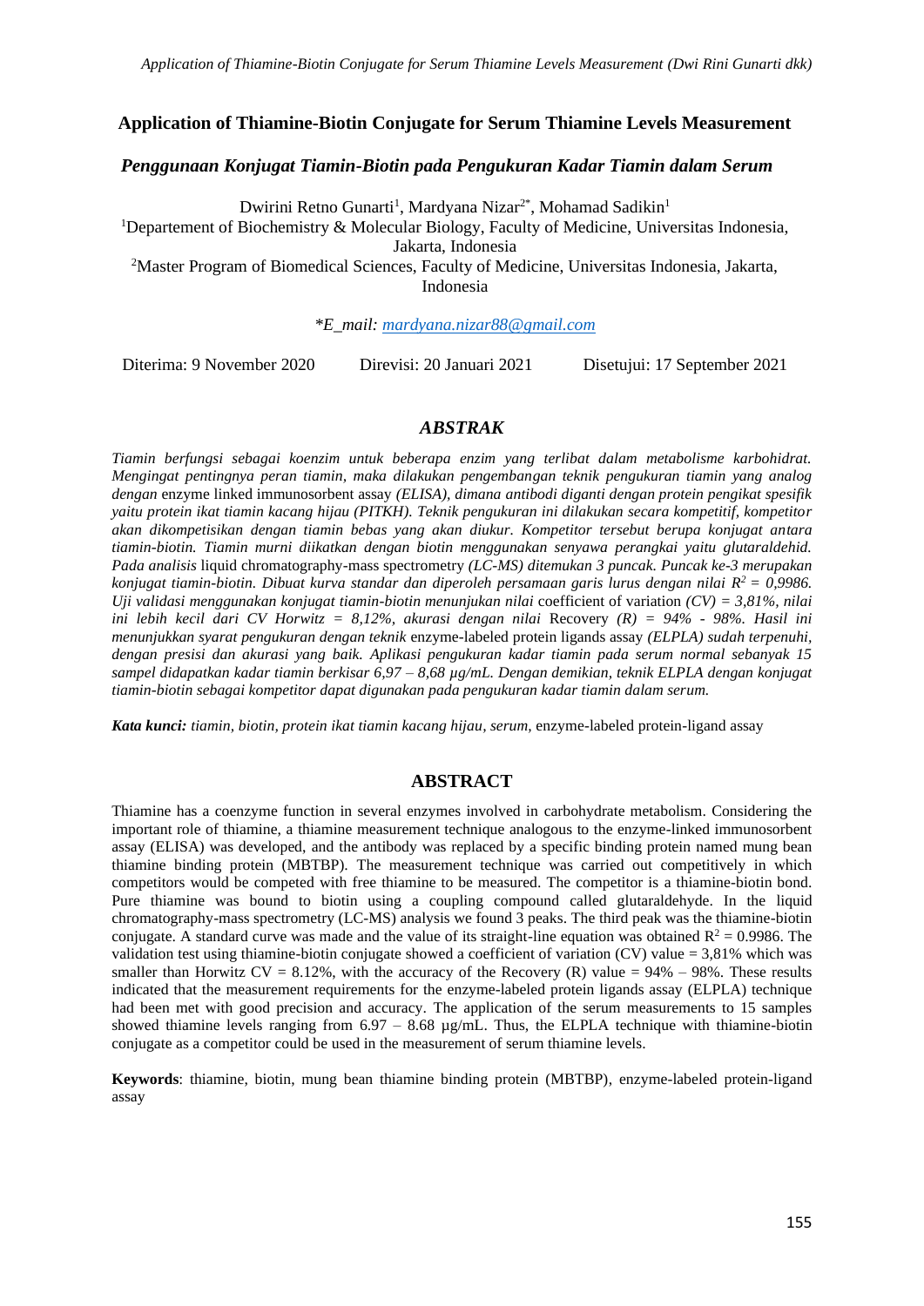# Application of Thiamine-Biotin Conjugate for Serum Thiamine Levels Measurement

## *Penggunaan Konjugat Tiamin-Biotin pada Pengukuran Kadar Tiamin dalam Serum*

Dwirini Retno Gunarti[1], Mardyana Nizar[2*], Mohamad Sadikin[1]

[1]Departement of Biochemistry & Molecular Biology, Faculty of Medicine, Universitas Indonesia, Jakarta, Indonesia

[2]Master Program of Biomedical Sciences, Faculty of Medicine, Universitas Indonesia, Jakarta, Indonesia

**E_mail: mardyana.nizar88@gmail.com*

Diterima: 9 November 2020 Direvisi: 20 Januari 2021 Disetujui: 17 September 2021

## *ABSTRAK*

*Tiamin berfungsi sebagai koenzim untuk beberapa enzim yang terlibat dalam metabolisme karbohidrat. Mengingat pentingnya peran tiamin, maka dilakukan pengembangan teknik pengukuran tiamin yang analog dengan* enzyme linked immunosorbent assay *(ELISA), dimana antibodi diganti dengan protein pengikat spesifik yaitu protein ikat tiamin kacang hijau (PITKH). Teknik pengukuran ini dilakukan secara kompetitif, kompetitor akan dikompetisikan dengan tiamin bebas yang akan diukur. Kompetitor tersebut berupa konjugat antara tiamin-biotin. Tiamin murni diikatkan dengan biotin menggunakan senyawa perangkai yaitu glutaraldehid. Pada analisis* liquid chromatography-mass spectrometry *(LC-MS) ditemukan 3 puncak. Puncak ke-3 merupakan konjugat tiamin-biotin. Dibuat kurva standar dan diperoleh persamaan garis lurus dengan nilai $R^2 = 0,9986$. Uji validasi menggunakan konjugat tiamin-biotin menunjukan nilai* coefficient of variation *(CV) = 3,81%, nilai ini lebih kecil dari CV Horwitz = 8,12%, akurasi dengan nilai* Recovery *(R) = 94% - 98%. Hasil ini menunjukkan syarat pengukuran dengan teknik* enzyme-labeled protein ligands assay *(ELPLA) sudah terpenuhi, dengan presisi dan akurasi yang baik. Aplikasi pengukuran kadar tiamin pada serum normal sebanyak 15 sampel didapatkan kadar tiamin berkisar 6,97 – 8,68 µg/mL. Dengan demikian, teknik ELPLA dengan konjugat tiamin-biotin sebagai kompetitor dapat digunakan pada pengukuran kadar tiamin dalam serum.*

***Kata kunci:*** *tiamin, biotin, protein ikat tiamin kacang hijau, serum,* enzyme-labeled protein-ligand assay

## ABSTRACT

Thiamine has a coenzyme function in several enzymes involved in carbohydrate metabolism. Considering the important role of thiamine, a thiamine measurement technique analogous to the enzyme-linked immunosorbent assay (ELISA) was developed, and the antibody was replaced by a specific binding protein named mung bean thiamine binding protein (MBTBP). The measurement technique was carried out competitively in which competitors would be competed with free thiamine to be measured. The competitor is a thiamine-biotin bond. Pure thiamine was bound to biotin using a coupling compound called glutaraldehyde. In the liquid chromatography-mass spectrometry (LC-MS) analysis we found 3 peaks. The third peak was the thiamine-biotin conjugate. A standard curve was made and the value of its straight-line equation was obtained $R^2 = 0.9986$. The validation test using thiamine-biotin conjugate showed a coefficient of variation (CV) value = 3,81% which was smaller than Horwitz CV = 8.12%, with the accuracy of the Recovery (R) value = 94% – 98%. These results indicated that the measurement requirements for the enzyme-labeled protein ligands assay (ELPLA) technique had been met with good precision and accuracy. The application of the serum measurements to 15 samples showed thiamine levels ranging from 6.97 – 8.68 µg/mL. Thus, the ELPLA technique with thiamine-biotin conjugate as a competitor could be used in the measurement of serum thiamine levels.

**Keywords**: thiamine, biotin, mung bean thiamine binding protein (MBTBP), enzyme-labeled protein-ligand assay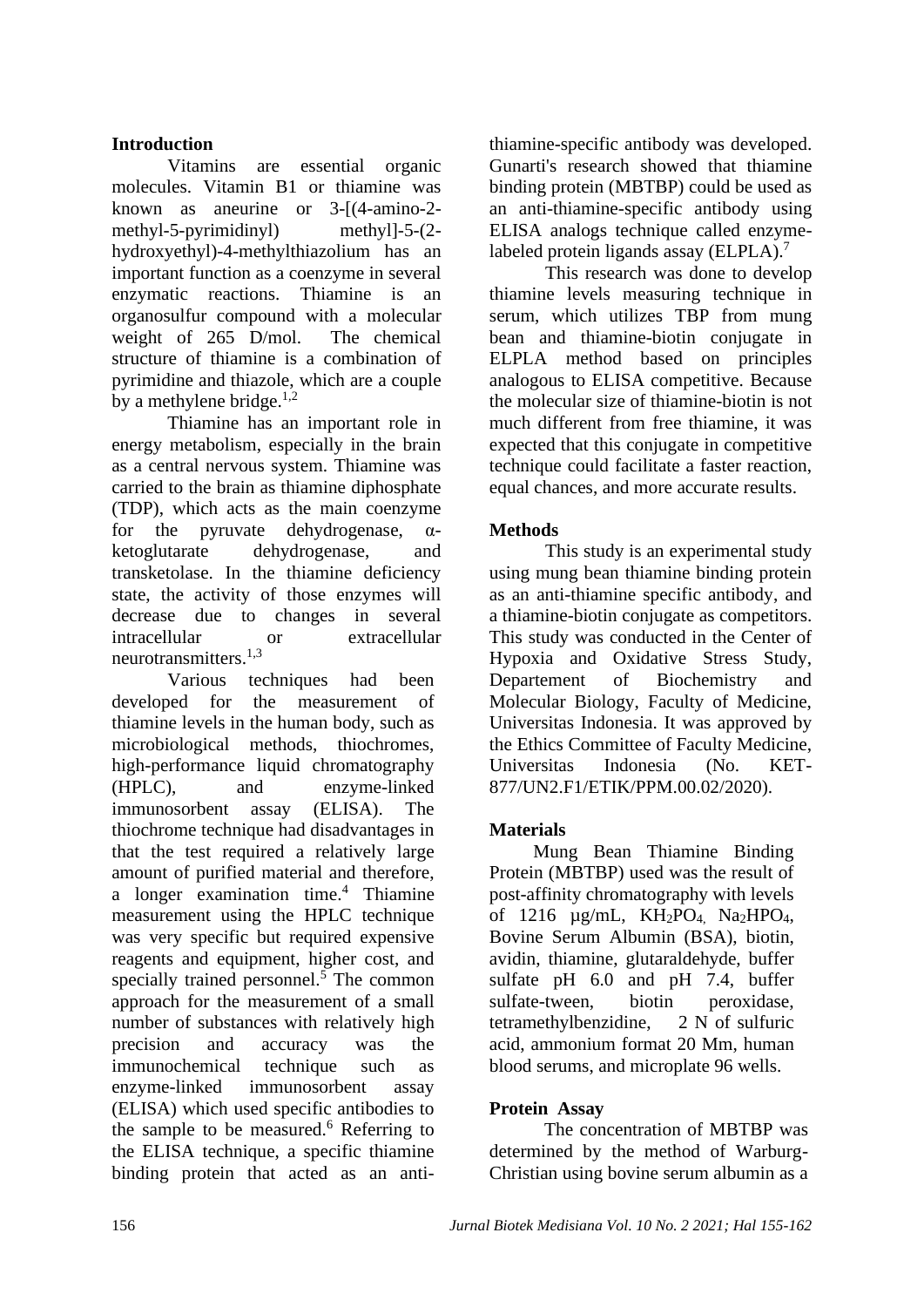## Introduction

Vitamins are essential organic molecules. Vitamin B1 or thiamine was known as aneurine or 3-[(4-amino-2-methyl-5-pyrimidinyl) methyl]-5-(2-hydroxyethyl)-4-methylthiazolium has an important function as a coenzyme in several enzymatic reactions. Thiamine is an organosulfur compound with a molecular weight of 265 D/mol. The chemical structure of thiamine is a combination of pyrimidine and thiazole, which are a couple by a methylene bridge.[1,2]

Thiamine has an important role in energy metabolism, especially in the brain as a central nervous system. Thiamine was carried to the brain as thiamine diphosphate (TDP), which acts as the main coenzyme for the pyruvate dehydrogenase, α-ketoglutarate dehydrogenase, and transketolase. In the thiamine deficiency state, the activity of those enzymes will decrease due to changes in several intracellular or extracellular neurotransmitters.[1,3]

Various techniques had been developed for the measurement of thiamine levels in the human body, such as microbiological methods, thiochromes, high-performance liquid chromatography (HPLC), and enzyme-linked immunosorbent assay (ELISA). The thiochrome technique had disadvantages in that the test required a relatively large amount of purified material and therefore, a longer examination time.[4] Thiamine measurement using the HPLC technique was very specific but required expensive reagents and equipment, higher cost, and specially trained personnel.[5] The common approach for the measurement of a small number of substances with relatively high precision and accuracy was the immunochemical technique such as enzyme-linked immunosorbent assay (ELISA) which used specific antibodies to the sample to be measured.[6] Referring to the ELISA technique, a specific thiamine binding protein that acted as an anti-thiamine-specific antibody was developed. Gunarti's research showed that thiamine binding protein (MBTBP) could be used as an anti-thiamine-specific antibody using ELISA analogs technique called enzyme-labeled protein ligands assay (ELPLA).[7]

This research was done to develop thiamine levels measuring technique in serum, which utilizes TBP from mung bean and thiamine-biotin conjugate in ELPLA method based on principles analogous to ELISA competitive. Because the molecular size of thiamine-biotin is not much different from free thiamine, it was expected that this conjugate in competitive technique could facilitate a faster reaction, equal chances, and more accurate results.

## Methods

This study is an experimental study using mung bean thiamine binding protein as an anti-thiamine specific antibody, and a thiamine-biotin conjugate as competitors. This study was conducted in the Center of Hypoxia and Oxidative Stress Study, Departement of Biochemistry and Molecular Biology, Faculty of Medicine, Universitas Indonesia. It was approved by the Ethics Committee of Faculty Medicine, Universitas Indonesia (No. KET-877/UN2.F1/ETIK/PPM.00.02/2020).

## Materials

Mung Bean Thiamine Binding Protein (MBTBP) used was the result of post-affinity chromatography with levels of 1216 µg/mL, $KH_2PO_4$, $Na_2HPO_4$, Bovine Serum Albumin (BSA), biotin, avidin, thiamine, glutaraldehyde, buffer sulfate pH 6.0 and pH 7.4, buffer sulfate-tween, biotin peroxidase, tetramethylbenzidine, 2 N of sulfuric acid, ammonium format 20 Mm, human blood serums, and microplate 96 wells.

## Protein Assay

The concentration of MBTBP was determined by the method of Warburg-Christian using bovine serum albumin as a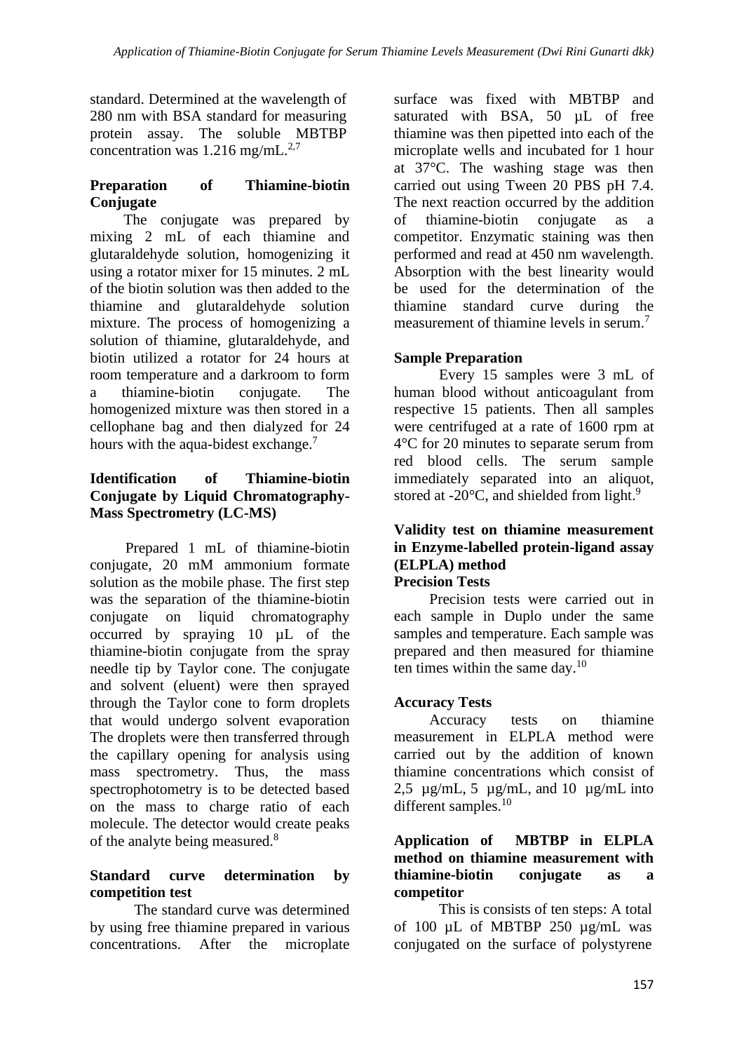standard. Determined at the wavelength of 280 nm with BSA standard for measuring protein assay. The soluble MBTBP concentration was 1.216 mg/mL.[2,7]

## Preparation of Thiamine-biotin Conjugate

The conjugate was prepared by mixing 2 mL of each thiamine and glutaraldehyde solution, homogenizing it using a rotator mixer for 15 minutes. 2 mL of the biotin solution was then added to the thiamine and glutaraldehyde solution mixture. The process of homogenizing a solution of thiamine, glutaraldehyde, and biotin utilized a rotator for 24 hours at room temperature and a darkroom to form a thiamine-biotin conjugate. The homogenized mixture was then stored in a cellophane bag and then dialyzed for 24 hours with the aqua-bidest exchange.[7]

## Identification of Thiamine-biotin Conjugate by Liquid Chromatography-Mass Spectrometry (LC-MS)

Prepared 1 mL of thiamine-biotin conjugate, 20 mM ammonium formate solution as the mobile phase. The first step was the separation of the thiamine-biotin conjugate on liquid chromatography occurred by spraying 10 µL of the thiamine-biotin conjugate from the spray needle tip by Taylor cone. The conjugate and solvent (eluent) were then sprayed through the Taylor cone to form droplets that would undergo solvent evaporation The droplets were then transferred through the capillary opening for analysis using mass spectrometry. Thus, the mass spectrophotometry is to be detected based on the mass to charge ratio of each molecule. The detector would create peaks of the analyte being measured.[8]

## Standard curve determination by competition test

The standard curve was determined by using free thiamine prepared in various concentrations. After the microplate surface was fixed with MBTBP and saturated with BSA, 50 µL of free thiamine was then pipetted into each of the microplate wells and incubated for 1 hour at 37°C. The washing stage was then carried out using Tween 20 PBS pH 7.4. The next reaction occurred by the addition of thiamine-biotin conjugate as a competitor. Enzymatic staining was then performed and read at 450 nm wavelength. Absorption with the best linearity would be used for the determination of the thiamine standard curve during the measurement of thiamine levels in serum.[7]

## Sample Preparation

Every 15 samples were 3 mL of human blood without anticoagulant from respective 15 patients. Then all samples were centrifuged at a rate of 1600 rpm at 4°C for 20 minutes to separate serum from red blood cells. The serum sample immediately separated into an aliquot, stored at -20°C, and shielded from light.[9]

## Validity test on thiamine measurement in Enzyme-labelled protein-ligand assay (ELPLA) method

### Precision Tests

Precision tests were carried out in each sample in Duplo under the same samples and temperature. Each sample was prepared and then measured for thiamine ten times within the same day.[10]

### Accuracy Tests

Accuracy tests on thiamine measurement in ELPLA method were carried out by the addition of known thiamine concentrations which consist of 2,5 µg/mL, 5 µg/mL, and 10 µg/mL into different samples.[10]

## Application of MBTBP in ELPLA method on thiamine measurement with thiamine-biotin conjugate as a competitor

This is consists of ten steps: A total of 100 µL of MBTBP 250 µg/mL was conjugated on the surface of polystyrene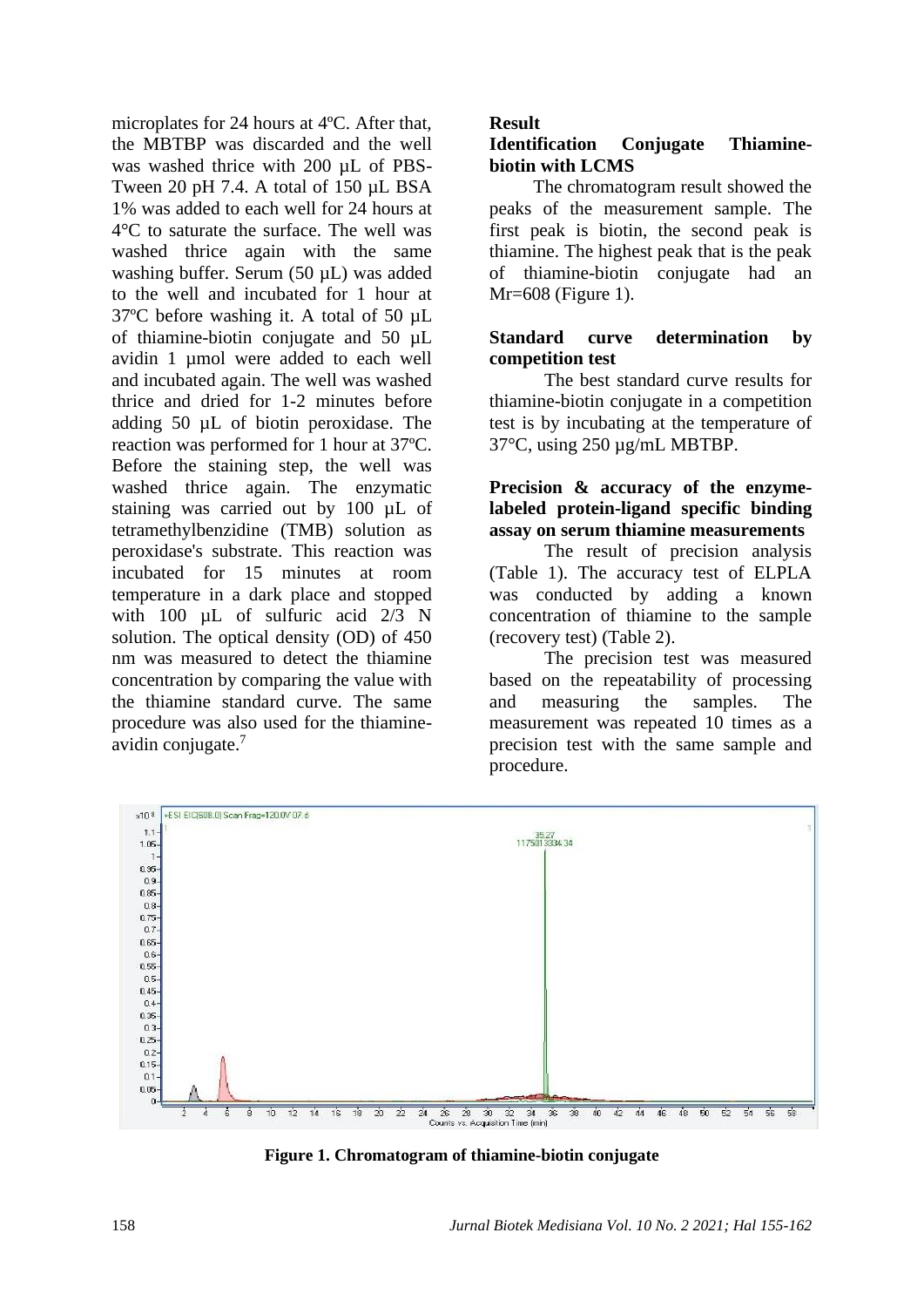microplates for 24 hours at 4ºC. After that, the MBTBP was discarded and the well was washed thrice with 200 µL of PBS-Tween 20 pH 7.4. A total of 150 µL BSA 1% was added to each well for 24 hours at 4°C to saturate the surface. The well was washed thrice again with the same washing buffer. Serum (50 µL) was added to the well and incubated for 1 hour at 37ºC before washing it. A total of 50 µL of thiamine-biotin conjugate and 50 µL avidin 1 µmol were added to each well and incubated again. The well was washed thrice and dried for 1-2 minutes before adding 50 µL of biotin peroxidase. The reaction was performed for 1 hour at 37ºC. Before the staining step, the well was washed thrice again. The enzymatic staining was carried out by 100 µL of tetramethylbenzidine (TMB) solution as peroxidase's substrate. This reaction was incubated for 15 minutes at room temperature in a dark place and stopped with 100 µL of sulfuric acid 2/3 N solution. The optical density (OD) of 450 nm was measured to detect the thiamine concentration by comparing the value with the thiamine standard curve. The same procedure was also used for the thiamine-avidin conjugate.[7]

## Result

### Identification Conjugate Thiamine-biotin with LCMS

The chromatogram result showed the peaks of the measurement sample. The first peak is biotin, the second peak is thiamine. The highest peak that is the peak of thiamine-biotin conjugate had an Mr=608 (Figure 1).

### Standard curve determination by competition test

The best standard curve results for thiamine-biotin conjugate in a competition test is by incubating at the temperature of 37°C, using 250 µg/mL MBTBP.

### Precision & accuracy of the enzyme-labeled protein-ligand specific binding assay on serum thiamine measurements

The result of precision analysis (Table 1). The accuracy test of ELPLA was conducted by adding a known concentration of thiamine to the sample (recovery test) (Table 2).

The precision test was measured based on the repeatability of processing and measuring the samples. The measurement was repeated 10 times as a precision test with the same sample and procedure.

**Figure 1. Chromatogram of thiamine-biotin conjugate**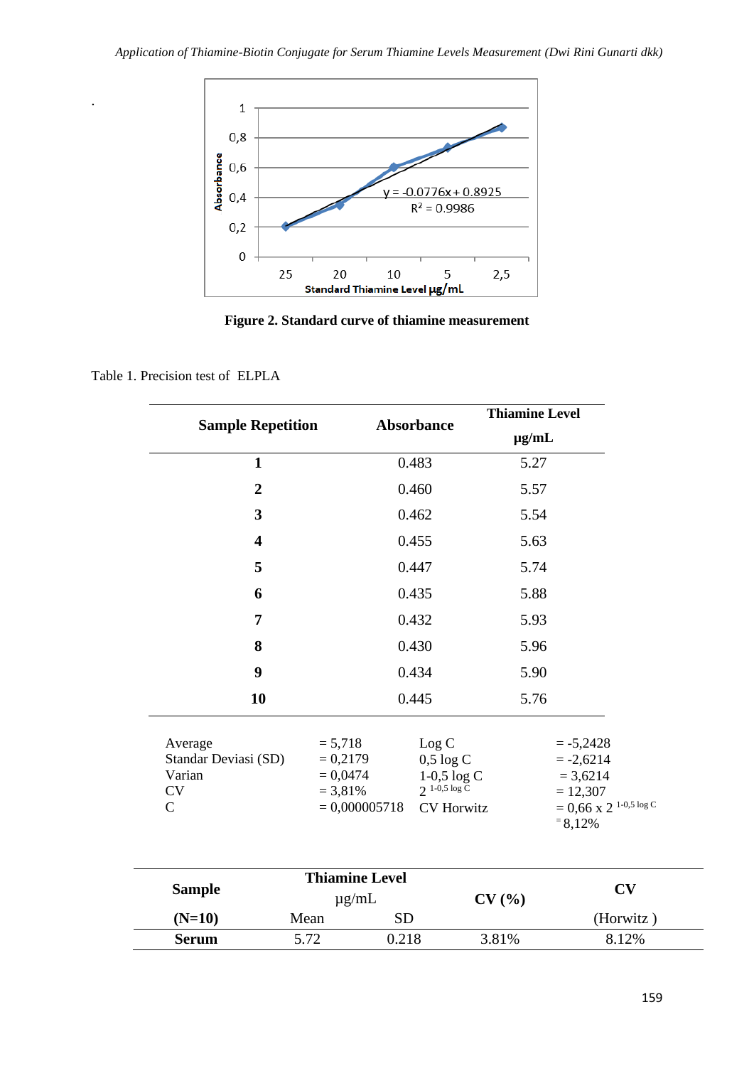Figure 2. Standard curve of thiamine measurement

Table 1. Precision test of ELPLA

| Sample Repetition | Absorbance | Thiamine Level µg/mL |
|---|---|---|
| **1** | 0.483 | 5.27 |
| **2** | 0.460 | 5.57 |
| **3** | 0.462 | 5.54 |
| **4** | 0.455 | 5.63 |
| **5** | 0.447 | 5.74 |
| **6** | 0.435 | 5.88 |
| **7** | 0.432 | 5.93 |
| **8** | 0.430 | 5.96 |
| **9** | 0.434 | 5.90 |
| **10** | 0.445 | 5.76 |

| | | | |
|---|---|---|---|
| Average | = 5,718 | Log C | = -5,2428 |
| Standar Deviasi (SD) | = 0,2179 | 0,5 log C | = -2,6214 |
| Varian | = 0,0474 | 1-0,5 log C | = 3,6214 |
| CV | = 3,81% | $2^{1-0,5 \log C}$ | = 12,307 |
| C | = 0,000005718 | CV Horwitz | = $0,66 \times 2^{1-0,5 \log C}$ = 8,12% |

| **Sample (N=10)** | **Thiamine Level** µg/mL Mean | SD | **CV (%)** | **CV** (Horwitz ) |
|---|---|---|---|---|
| **Serum** | 5.72 | 0.218 | 3.81% | 8.12% |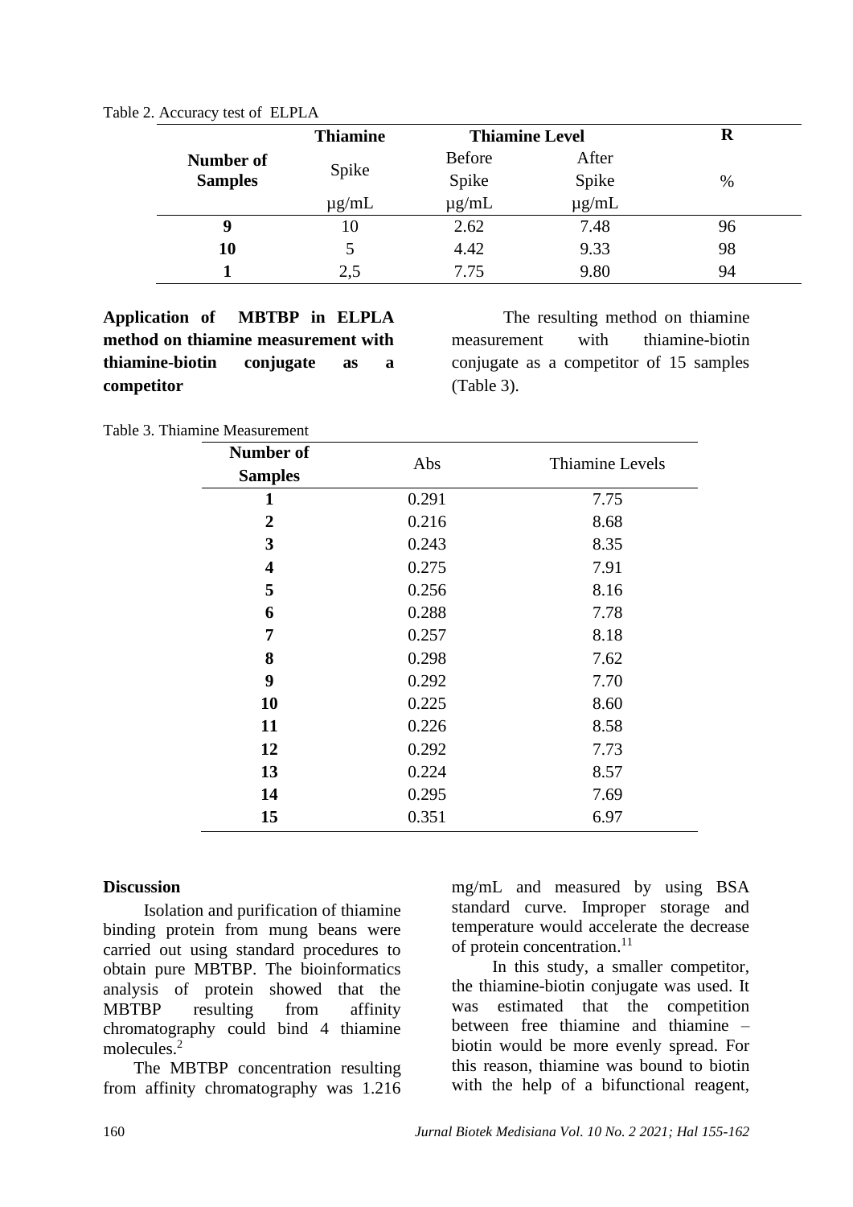Table 2. Accuracy test of ELPLA

| Number of Samples | Thiamine Spike µg/mL | Thiamine Level Before Spike µg/mL | After Spike µg/mL | R % |
|---|---|---|---|---|
| **9** | 10 | 2.62 | 7.48 | 96 |
| **10** | 5 | 4.42 | 9.33 | 98 |
| **1** | 2,5 | 7.75 | 9.80 | 94 |

**Application of MBTBP in ELPLA method on thiamine measurement with thiamine-biotin conjugate as a competitor**

The resulting method on thiamine measurement with thiamine-biotin conjugate as a competitor of 15 samples (Table 3).

Table 3. Thiamine Measurement

| Number of Samples | Abs | Thiamine Levels |
|---|---|---|
| **1** | 0.291 | 7.75 |
| **2** | 0.216 | 8.68 |
| **3** | 0.243 | 8.35 |
| **4** | 0.275 | 7.91 |
| **5** | 0.256 | 8.16 |
| **6** | 0.288 | 7.78 |
| **7** | 0.257 | 8.18 |
| **8** | 0.298 | 7.62 |
| **9** | 0.292 | 7.70 |
| **10** | 0.225 | 8.60 |
| **11** | 0.226 | 8.58 |
| **12** | 0.292 | 7.73 |
| **13** | 0.224 | 8.57 |
| **14** | 0.295 | 7.69 |
| **15** | 0.351 | 6.97 |

**Discussion**

Isolation and purification of thiamine binding protein from mung beans were carried out using standard procedures to obtain pure MBTBP. The bioinformatics analysis of protein showed that the MBTBP resulting from affinity chromatography could bind 4 thiamine molecules.[2]

The MBTBP concentration resulting from affinity chromatography was 1.216 mg/mL and measured by using BSA standard curve. Improper storage and temperature would accelerate the decrease of protein concentration.[11]

In this study, a smaller competitor, the thiamine-biotin conjugate was used. It was estimated that the competition between free thiamine and thiamine – biotin would be more evenly spread. For this reason, thiamine was bound to biotin with the help of a bifunctional reagent,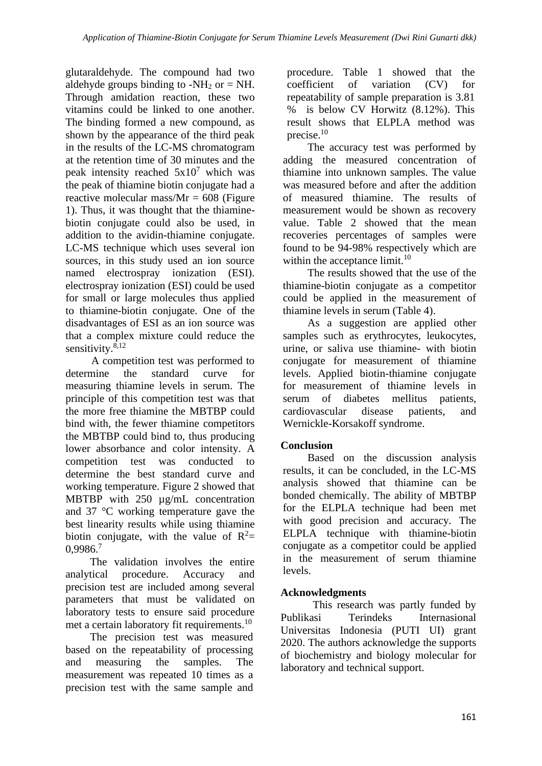glutaraldehyde. The compound had two aldehyde groups binding to $-NH_2$ or $= NH$. Through amidation reaction, these two vitamins could be linked to one another. The binding formed a new compound, as shown by the appearance of the third peak in the results of the LC-MS chromatogram at the retention time of 30 minutes and the peak intensity reached $5x10^7$ which was the peak of thiamine biotin conjugate had a reactive molecular mass/Mr = 608 (Figure 1). Thus, it was thought that the thiamine-biotin conjugate could also be used, in addition to the avidin-thiamine conjugate. LC-MS technique which uses several ion sources, in this study used an ion source named electrospray ionization (ESI). electrospray ionization (ESI) could be used for small or large molecules thus applied to thiamine-biotin conjugate. One of the disadvantages of ESI as an ion source was that a complex mixture could reduce the sensitivity.[8,12]

A competition test was performed to determine the standard curve for measuring thiamine levels in serum. The principle of this competition test was that the more free thiamine the MBTBP could bind with, the fewer thiamine competitors the MBTBP could bind to, thus producing lower absorbance and color intensity. A competition test was conducted to determine the best standard curve and working temperature. Figure 2 showed that MBTBP with 250 µg/mL concentration and 37 °C working temperature gave the best linearity results while using thiamine biotin conjugate, with the value of $R^2$= 0,9986.[7]

The validation involves the entire analytical procedure. Accuracy and precision test are included among several parameters that must be validated on laboratory tests to ensure said procedure met a certain laboratory fit requirements.[10]

The precision test was measured based on the repeatability of processing and measuring the samples. The measurement was repeated 10 times as a precision test with the same sample and procedure. Table 1 showed that the coefficient of variation (CV) for repeatability of sample preparation is 3.81 % is below CV Horwitz (8.12%). This result shows that ELPLA method was precise.[10]

The accuracy test was performed by adding the measured concentration of thiamine into unknown samples. The value was measured before and after the addition of measured thiamine. The results of measurement would be shown as recovery value. Table 2 showed that the mean recoveries percentages of samples were found to be 94-98% respectively which are within the acceptance limit.[10]

The results showed that the use of the thiamine-biotin conjugate as a competitor could be applied in the measurement of thiamine levels in serum (Table 4).

As a suggestion are applied other samples such as erythrocytes, leukocytes, urine, or saliva use thiamine- with biotin conjugate for measurement of thiamine levels. Applied biotin-thiamine conjugate for measurement of thiamine levels in serum of diabetes mellitus patients, cardiovascular disease patients, and Wernickle-Korsakoff syndrome.

## Conclusion

Based on the discussion analysis results, it can be concluded, in the LC-MS analysis showed that thiamine can be bonded chemically. The ability of MBTBP for the ELPLA technique had been met with good precision and accuracy. The ELPLA technique with thiamine-biotin conjugate as a competitor could be applied in the measurement of serum thiamine levels.

## Acknowledgments

This research was partly funded by Publikasi Terindeks Internasional Universitas Indonesia (PUTI UI) grant 2020. The authors acknowledge the supports of biochemistry and biology molecular for laboratory and technical support.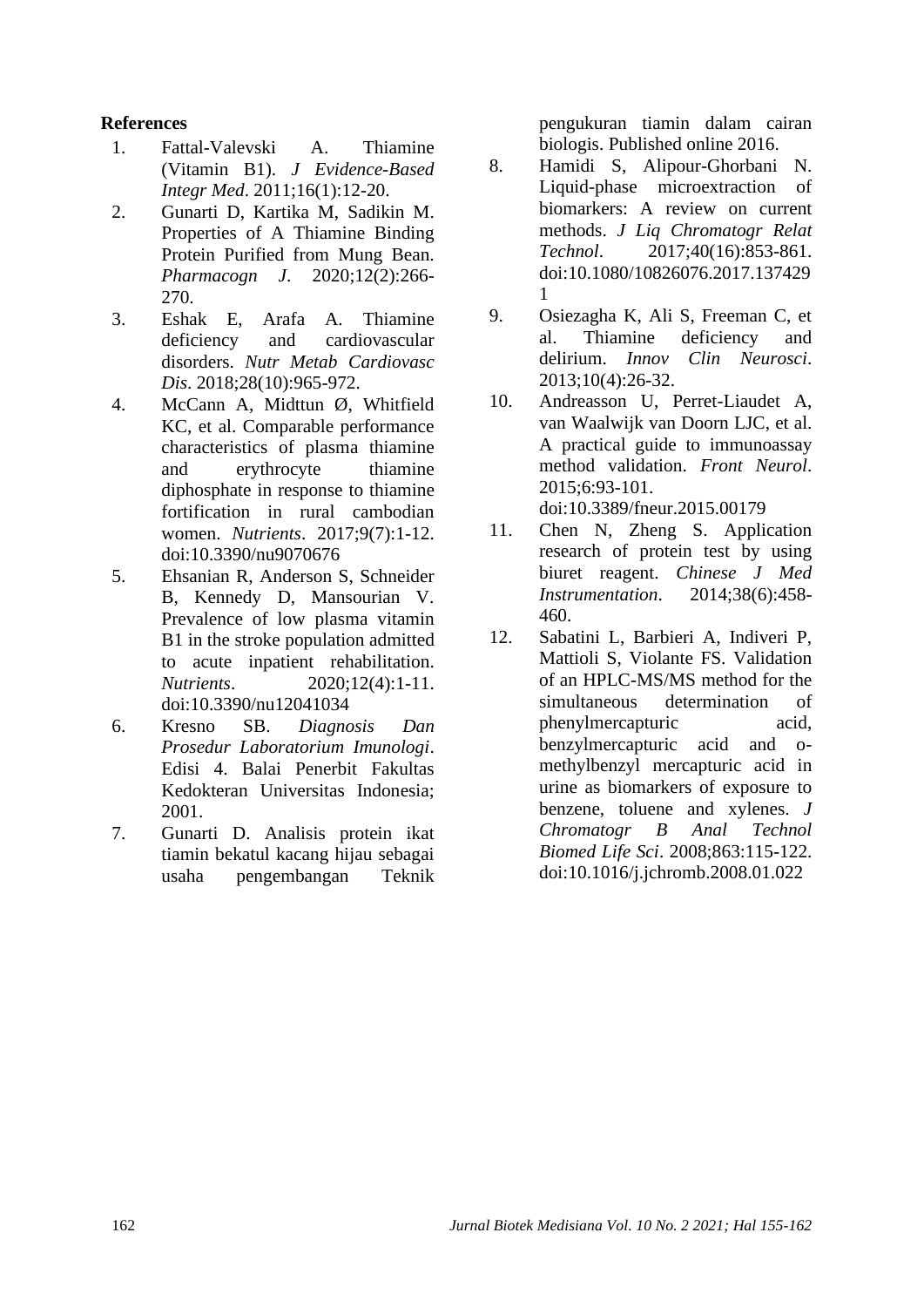**References**

1. Fattal-Valevski A. Thiamine (Vitamin B1). *J Evidence-Based Integr Med*. 2011;16(1):12-20.
2. Gunarti D, Kartika M, Sadikin M. Properties of A Thiamine Binding Protein Purified from Mung Bean. *Pharmacogn J*. 2020;12(2):266-270.
3. Eshak E, Arafa A. Thiamine deficiency and cardiovascular disorders. *Nutr Metab Cardiovasc Dis*. 2018;28(10):965-972.
4. McCann A, Midttun Ø, Whitfield KC, et al. Comparable performance characteristics of plasma thiamine and erythrocyte thiamine diphosphate in response to thiamine fortification in rural cambodian women. *Nutrients*. 2017;9(7):1-12. doi:10.3390/nu9070676
5. Ehsanian R, Anderson S, Schneider B, Kennedy D, Mansourian V. Prevalence of low plasma vitamin B1 in the stroke population admitted to acute inpatient rehabilitation. *Nutrients*. 2020;12(4):1-11. doi:10.3390/nu12041034
6. Kresno SB. *Diagnosis Dan Prosedur Laboratorium Imunologi*. Edisi 4. Balai Penerbit Fakultas Kedokteran Universitas Indonesia; 2001.
7. Gunarti D. Analisis protein ikat tiamin bekatul kacang hijau sebagai usaha pengembangan Teknik pengukuran tiamin dalam cairan biologis. Published online 2016.
8. Hamidi S, Alipour-Ghorbani N. Liquid-phase microextraction of biomarkers: A review on current methods. *J Liq Chromatogr Relat Technol*. 2017;40(16):853-861. doi:10.1080/10826076.2017.1374291
9. Osiezagha K, Ali S, Freeman C, et al. Thiamine deficiency and delirium. *Innov Clin Neurosci*. 2013;10(4):26-32.
10. Andreasson U, Perret-Liaudet A, van Waalwijk van Doorn LJC, et al. A practical guide to immunoassay method validation. *Front Neurol*. 2015;6:93-101. doi:10.3389/fneur.2015.00179
11. Chen N, Zheng S. Application research of protein test by using biuret reagent. *Chinese J Med Instrumentation*. 2014;38(6):458-460.
12. Sabatini L, Barbieri A, Indiveri P, Mattioli S, Violante FS. Validation of an HPLC-MS/MS method for the simultaneous determination of phenylmercapturic acid, benzylmercapturic acid and o-methylbenzyl mercapturic acid in urine as biomarkers of exposure to benzene, toluene and xylenes. *J Chromatogr B Anal Technol Biomed Life Sci*. 2008;863:115-122. doi:10.1016/j.jchromb.2008.01.022